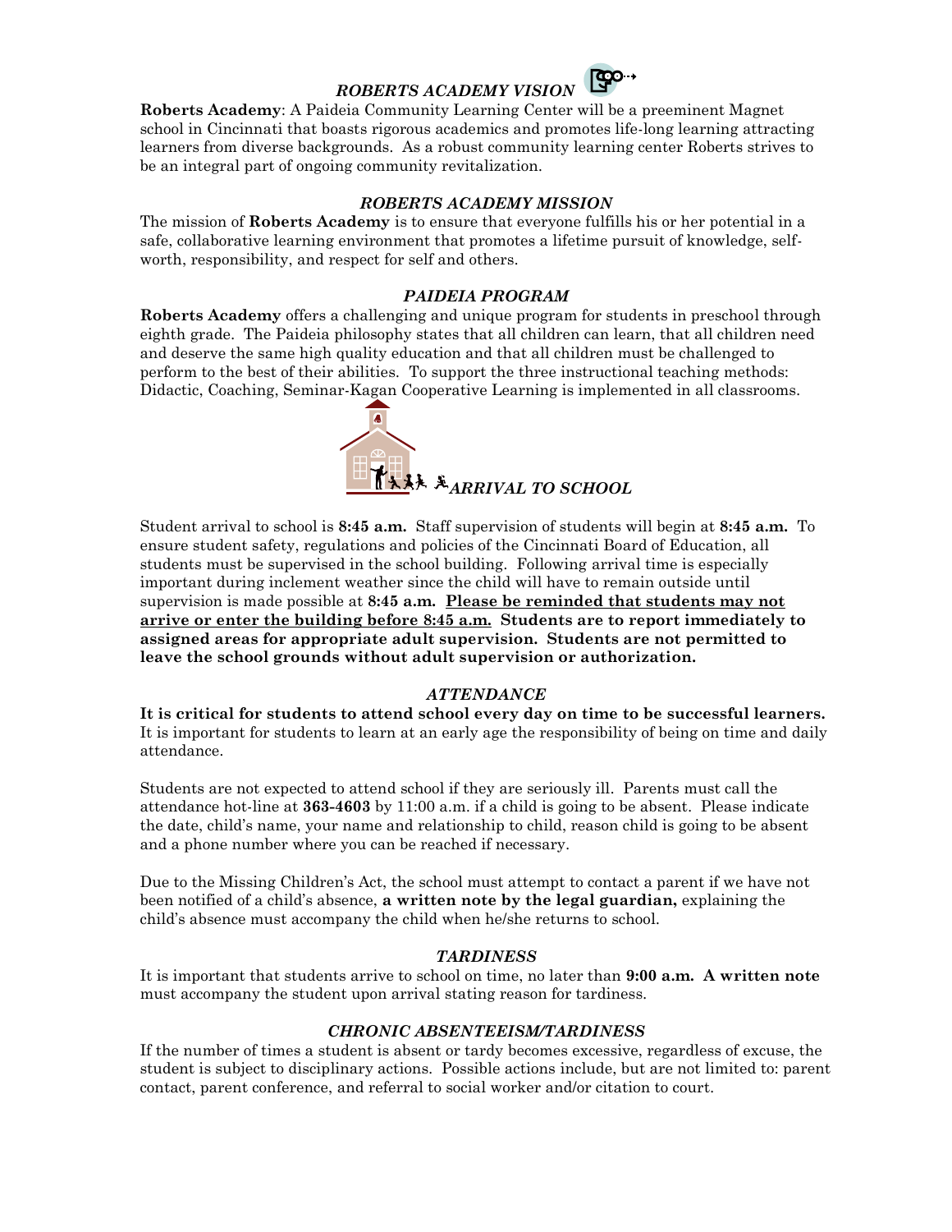## *ROBERTS ACADEMY VISION*

**Roberts Academy**: A Paideia Community Learning Center will be a preeminent Magnet school in Cincinnati that boasts rigorous academics and promotes life-long learning attracting learners from diverse backgrounds. As a robust community learning center Roberts strives to be an integral part of ongoing community revitalization.

## *ROBERTS ACADEMY MISSION*

The mission of **Roberts Academy** is to ensure that everyone fulfills his or her potential in a safe, collaborative learning environment that promotes a lifetime pursuit of knowledge, self-worth, responsibility, and respect for self and others.

## *PAIDEIA PROGRAM*

**Roberts Academy** offers a challenging and unique program for students in preschool through eighth grade. The Paideia philosophy states that all children can learn, that all children need and deserve the same high quality education and that all children must be challenged to perform to the best of their abilities. To support the three instructional teaching methods: Didactic, Coaching, Seminar-Kagan Cooperative Learning is implemented in all classrooms.

## *ARRIVAL TO SCHOOL*

Student arrival to school is **8:45 a.m.** Staff supervision of students will begin at **8:45 a.m.** To ensure student safety, regulations and policies of the Cincinnati Board of Education, all students must be supervised in the school building. Following arrival time is especially important during inclement weather since the child will have to remain outside until supervision is made possible at **8:45 a.m.** **Please be reminded that students may not arrive or enter the building before 8:45 a.m. Students are to report immediately to assigned areas for appropriate adult supervision. Students are not permitted to leave the school grounds without adult supervision or authorization.**

## *ATTENDANCE*

**It is critical for students to attend school every day on time to be successful learners.** It is important for students to learn at an early age the responsibility of being on time and daily attendance.

Students are not expected to attend school if they are seriously ill. Parents must call the attendance hot-line at **363-4603** by 11:00 a.m. if a child is going to be absent. Please indicate the date, child's name, your name and relationship to child, reason child is going to be absent and a phone number where you can be reached if necessary.

Due to the Missing Children's Act, the school must attempt to contact a parent if we have not been notified of a child's absence, **a written note by the legal guardian,** explaining the child's absence must accompany the child when he/she returns to school.

## *TARDINESS*

It is important that students arrive to school on time, no later than **9:00 a.m. A written note** must accompany the student upon arrival stating reason for tardiness.

## *CHRONIC ABSENTEEISM/TARDINESS*

If the number of times a student is absent or tardy becomes excessive, regardless of excuse, the student is subject to disciplinary actions. Possible actions include, but are not limited to: parent contact, parent conference, and referral to social worker and/or citation to court.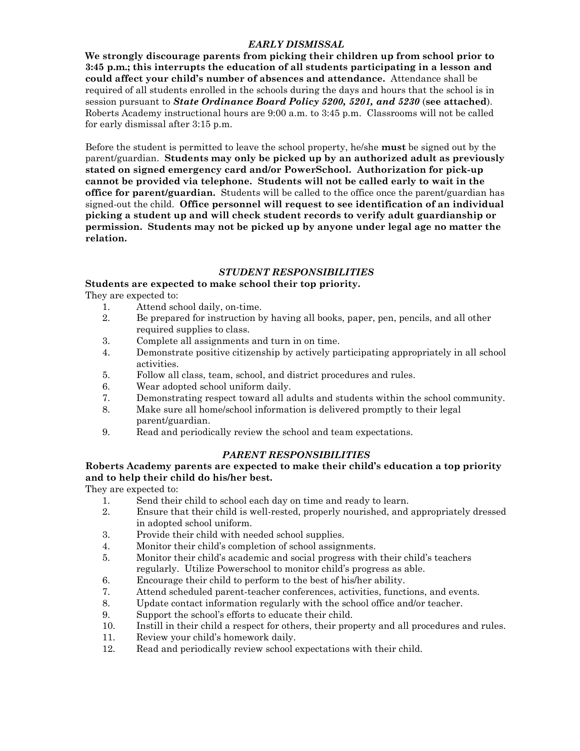## *EARLY DISMISSAL*

**We strongly discourage parents from picking their children up from school prior to 3:45 p.m.; this interrupts the education of all students participating in a lesson and could affect your child's number of absences and attendance.** Attendance shall be required of all students enrolled in the schools during the days and hours that the school is in session pursuant to ***State Ordinance Board Policy 5200, 5201, and 5230*** (**see attached**). Roberts Academy instructional hours are 9:00 a.m. to 3:45 p.m. Classrooms will not be called for early dismissal after 3:15 p.m.

Before the student is permitted to leave the school property, he/she **must** be signed out by the parent/guardian. **Students may only be picked up by an authorized adult as previously stated on signed emergency card and/or PowerSchool. Authorization for pick-up cannot be provided via telephone. Students will not be called early to wait in the office for parent/guardian.** Students will be called to the office once the parent/guardian has signed-out the child. **Office personnel will request to see identification of an individual picking a student up and will check student records to verify adult guardianship or permission. Students may not be picked up by anyone under legal age no matter the relation.**

## *STUDENT RESPONSIBILITIES*

**Students are expected to make school their top priority.**

They are expected to:

1. Attend school daily, on-time.
2. Be prepared for instruction by having all books, paper, pen, pencils, and all other required supplies to class.
3. Complete all assignments and turn in on time.
4. Demonstrate positive citizenship by actively participating appropriately in all school activities.
5. Follow all class, team, school, and district procedures and rules.
6. Wear adopted school uniform daily.
7. Demonstrating respect toward all adults and students within the school community.
8. Make sure all home/school information is delivered promptly to their legal parent/guardian.
9. Read and periodically review the school and team expectations.

## *PARENT RESPONSIBILITIES*

**Roberts Academy parents are expected to make their child's education a top priority and to help their child do his/her best.**

They are expected to:

1. Send their child to school each day on time and ready to learn.
2. Ensure that their child is well-rested, properly nourished, and appropriately dressed in adopted school uniform.
3. Provide their child with needed school supplies.
4. Monitor their child's completion of school assignments.
5. Monitor their child's academic and social progress with their child's teachers regularly. Utilize Powerschool to monitor child's progress as able.
6. Encourage their child to perform to the best of his/her ability.
7. Attend scheduled parent-teacher conferences, activities, functions, and events.
8. Update contact information regularly with the school office and/or teacher.
9. Support the school's efforts to educate their child.
10. Instill in their child a respect for others, their property and all procedures and rules.
11. Review your child's homework daily.
12. Read and periodically review school expectations with their child.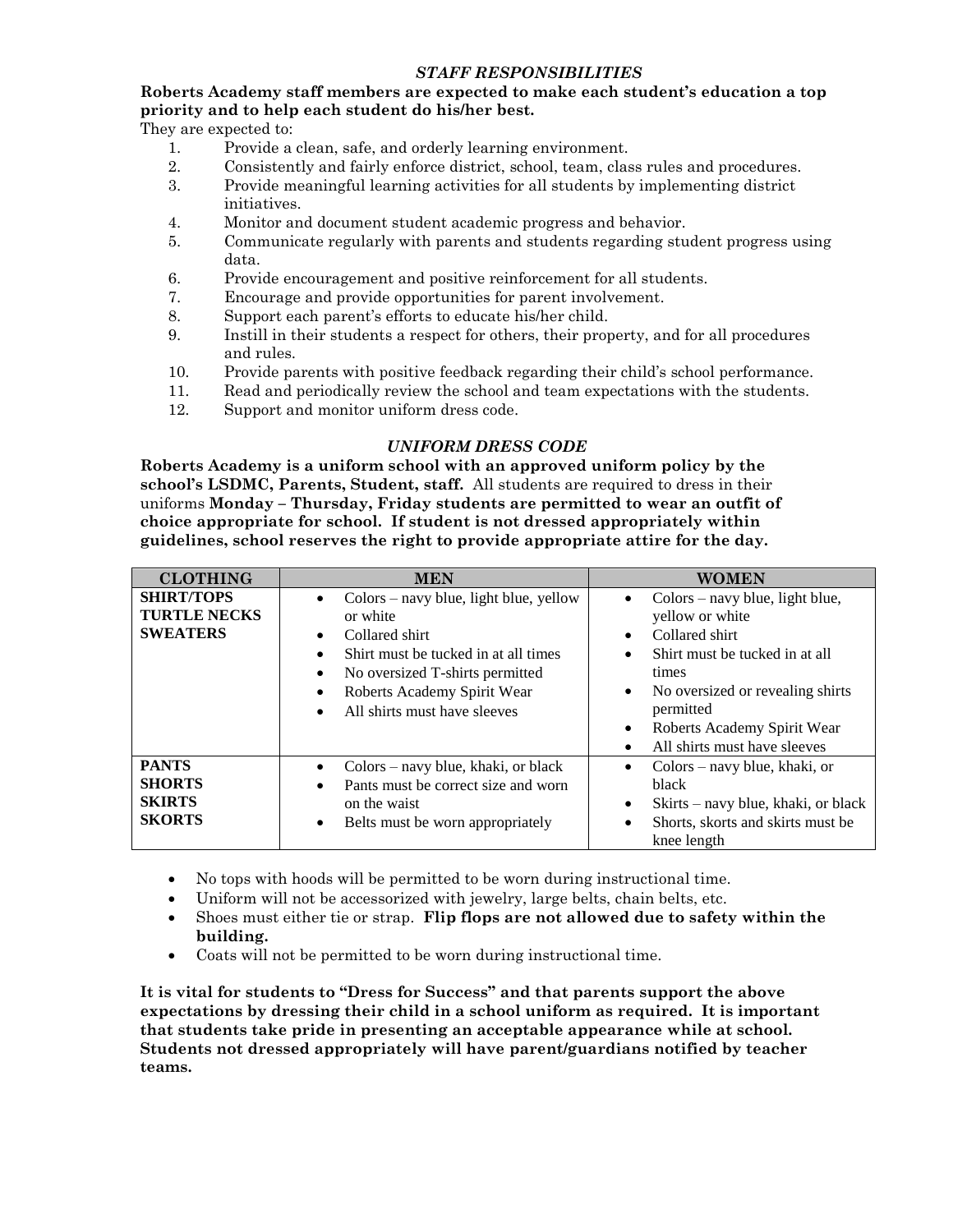### *STAFF RESPONSIBILITIES*

**Roberts Academy staff members are expected to make each student's education a top priority and to help each student do his/her best.**

They are expected to:

1. Provide a clean, safe, and orderly learning environment.
2. Consistently and fairly enforce district, school, team, class rules and procedures.
3. Provide meaningful learning activities for all students by implementing district initiatives.
4. Monitor and document student academic progress and behavior.
5. Communicate regularly with parents and students regarding student progress using data.
6. Provide encouragement and positive reinforcement for all students.
7. Encourage and provide opportunities for parent involvement.
8. Support each parent's efforts to educate his/her child.
9. Instill in their students a respect for others, their property, and for all procedures and rules.
10. Provide parents with positive feedback regarding their child's school performance.
11. Read and periodically review the school and team expectations with the students.
12. Support and monitor uniform dress code.

### *UNIFORM DRESS CODE*

**Roberts Academy is a uniform school with an approved uniform policy by the school's LSDMC, Parents, Student, staff.** All students are required to dress in their uniforms **Monday – Thursday, Friday students are permitted to wear an outfit of choice appropriate for school. If student is not dressed appropriately within guidelines, school reserves the right to provide appropriate attire for the day.**

| CLOTHING | MEN | WOMEN |
|---|---|---|
| **SHIRT/TOPS**<br>**TURTLE NECKS**<br>**SWEATERS** | • Colors – navy blue, light blue, yellow or white<br>• Collared shirt<br>• Shirt must be tucked in at all times<br>• No oversized T-shirts permitted<br>• Roberts Academy Spirit Wear<br>• All shirts must have sleeves | • Colors – navy blue, light blue, yellow or white<br>• Collared shirt<br>• Shirt must be tucked in at all times<br>• No oversized or revealing shirts permitted<br>• Roberts Academy Spirit Wear<br>• All shirts must have sleeves |
| **PANTS**<br>**SHORTS**<br>**SKIRTS**<br>**SKORTS** | • Colors – navy blue, khaki, or black<br>• Pants must be correct size and worn on the waist<br>• Belts must be worn appropriately | • Colors – navy blue, khaki, or black<br>• Skirts – navy blue, khaki, or black<br>• Shorts, skorts and skirts must be knee length |

- No tops with hoods will be permitted to be worn during instructional time.
- Uniform will not be accessorized with jewelry, large belts, chain belts, etc.
- Shoes must either tie or strap. **Flip flops are not allowed due to safety within the building.**
- Coats will not be permitted to be worn during instructional time.

**It is vital for students to "Dress for Success" and that parents support the above expectations by dressing their child in a school uniform as required. It is important that students take pride in presenting an acceptable appearance while at school. Students not dressed appropriately will have parent/guardians notified by teacher teams.**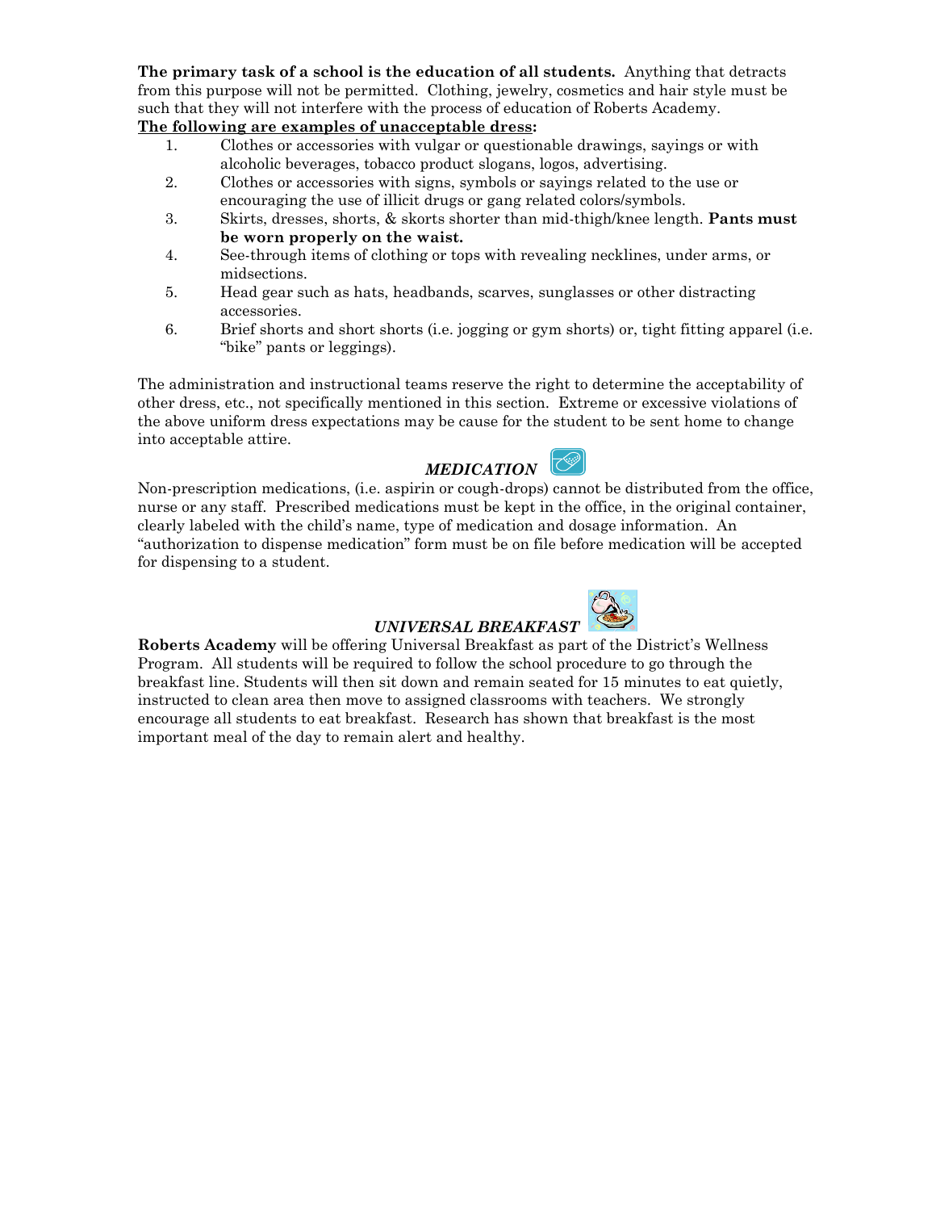**The primary task of a school is the education of all students.** Anything that detracts from this purpose will not be permitted. Clothing, jewelry, cosmetics and hair style must be such that they will not interfere with the process of education of Roberts Academy.

**<u>The following are examples of unacceptable dress</u>:**

1. Clothes or accessories with vulgar or questionable drawings, sayings or with alcoholic beverages, tobacco product slogans, logos, advertising.
2. Clothes or accessories with signs, symbols or sayings related to the use or encouraging the use of illicit drugs or gang related colors/symbols.
3. Skirts, dresses, shorts, & skorts shorter than mid-thigh/knee length. **Pants must be worn properly on the waist.**
4. See-through items of clothing or tops with revealing necklines, under arms, or midsections.
5. Head gear such as hats, headbands, scarves, sunglasses or other distracting accessories.
6. Brief shorts and short shorts (i.e. jogging or gym shorts) or, tight fitting apparel (i.e. "bike" pants or leggings).

The administration and instructional teams reserve the right to determine the acceptability of other dress, etc., not specifically mentioned in this section. Extreme or excessive violations of the above uniform dress expectations may be cause for the student to be sent home to change into acceptable attire.

## *MEDICATION*

Non-prescription medications, (i.e. aspirin or cough-drops) cannot be distributed from the office, nurse or any staff. Prescribed medications must be kept in the office, in the original container, clearly labeled with the child's name, type of medication and dosage information. An "authorization to dispense medication" form must be on file before medication will be accepted for dispensing to a student.

## *UNIVERSAL BREAKFAST*

**Roberts Academy** will be offering Universal Breakfast as part of the District's Wellness Program. All students will be required to follow the school procedure to go through the breakfast line. Students will then sit down and remain seated for 15 minutes to eat quietly, instructed to clean area then move to assigned classrooms with teachers. We strongly encourage all students to eat breakfast. Research has shown that breakfast is the most important meal of the day to remain alert and healthy.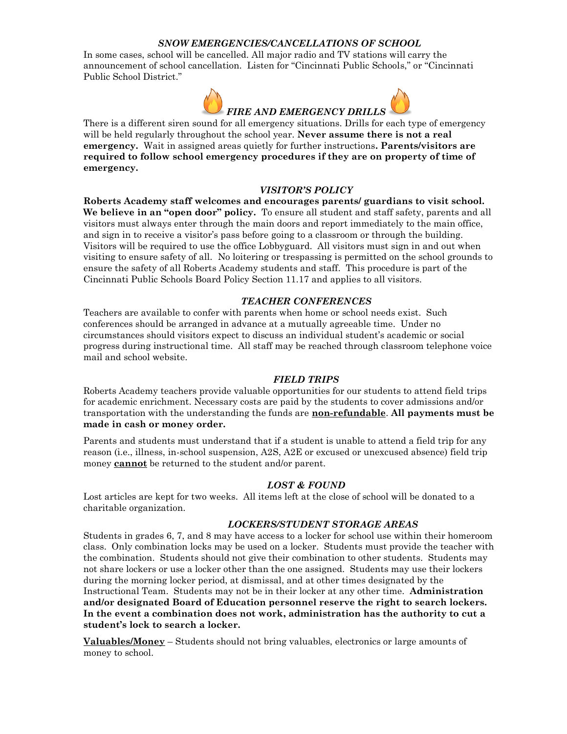### *SNOW EMERGENCIES/CANCELLATIONS OF SCHOOL*

In some cases, school will be cancelled. All major radio and TV stations will carry the announcement of school cancellation. Listen for "Cincinnati Public Schools," or "Cincinnati Public School District."

### *FIRE AND EMERGENCY DRILLS*

There is a different siren sound for all emergency situations. Drills for each type of emergency will be held regularly throughout the school year. **Never assume there is not a real emergency.** Wait in assigned areas quietly for further instructions**. Parents/visitors are required to follow school emergency procedures if they are on property of time of emergency.**

### *VISITOR'S POLICY*

**Roberts Academy staff welcomes and encourages parents/ guardians to visit school. We believe in an "open door" policy.** To ensure all student and staff safety, parents and all visitors must always enter through the main doors and report immediately to the main office, and sign in to receive a visitor's pass before going to a classroom or through the building. Visitors will be required to use the office Lobbyguard. All visitors must sign in and out when visiting to ensure safety of all. No loitering or trespassing is permitted on the school grounds to ensure the safety of all Roberts Academy students and staff. This procedure is part of the Cincinnati Public Schools Board Policy Section 11.17 and applies to all visitors.

### *TEACHER CONFERENCES*

Teachers are available to confer with parents when home or school needs exist. Such conferences should be arranged in advance at a mutually agreeable time. Under no circumstances should visitors expect to discuss an individual student's academic or social progress during instructional time. All staff may be reached through classroom telephone voice mail and school website.

### *FIELD TRIPS*

Roberts Academy teachers provide valuable opportunities for our students to attend field trips for academic enrichment. Necessary costs are paid by the students to cover admissions and/or transportation with the understanding the funds are **<u>non-refundable</u>**. **All payments must be made in cash or money order.**

Parents and students must understand that if a student is unable to attend a field trip for any reason (i.e., illness, in-school suspension, A2S, A2E or excused or unexcused absence) field trip money **<u>cannot</u>** be returned to the student and/or parent.

### *LOST & FOUND*

Lost articles are kept for two weeks. All items left at the close of school will be donated to a charitable organization.

### *LOCKERS/STUDENT STORAGE AREAS*

Students in grades 6, 7, and 8 may have access to a locker for school use within their homeroom class. Only combination locks may be used on a locker. Students must provide the teacher with the combination. Students should not give their combination to other students. Students may not share lockers or use a locker other than the one assigned. Students may use their lockers during the morning locker period, at dismissal, and at other times designated by the Instructional Team. Students may not be in their locker at any other time. **Administration and/or designated Board of Education personnel reserve the right to search lockers. In the event a combination does not work, administration has the authority to cut a student's lock to search a locker.**

**<u>Valuables/Money</u>** – Students should not bring valuables, electronics or large amounts of money to school.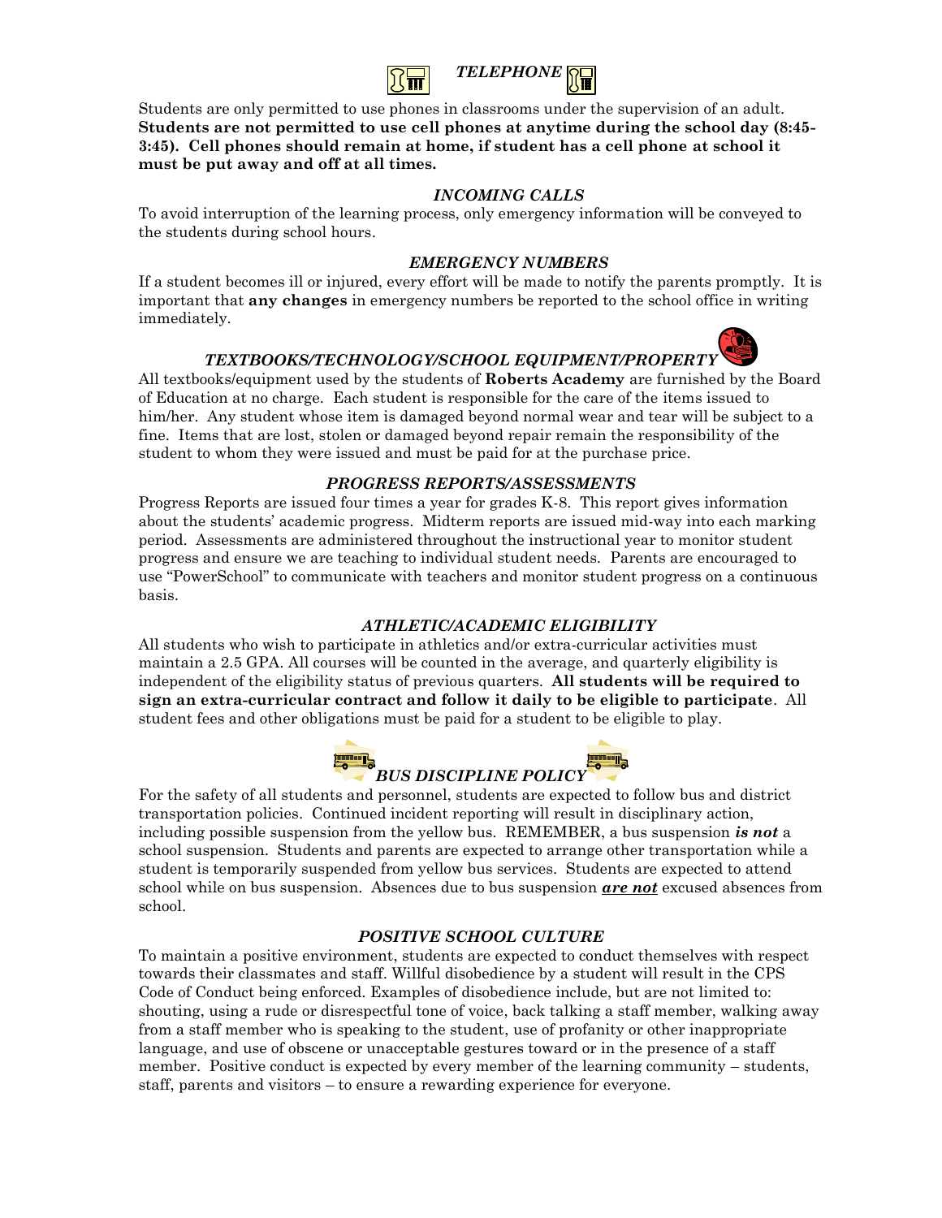### *TELEPHONE*

Students are only permitted to use phones in classrooms under the supervision of an adult. **Students are not permitted to use cell phones at anytime during the school day (8:45-3:45). Cell phones should remain at home, if student has a cell phone at school it must be put away and off at all times.**

### *INCOMING CALLS*

To avoid interruption of the learning process, only emergency information will be conveyed to the students during school hours.

### *EMERGENCY NUMBERS*

If a student becomes ill or injured, every effort will be made to notify the parents promptly. It is important that **any changes** in emergency numbers be reported to the school office in writing immediately.

### *TEXTBOOKS/TECHNOLOGY/SCHOOL EQUIPMENT/PROPERTY*

All textbooks/equipment used by the students of **Roberts Academy** are furnished by the Board of Education at no charge. Each student is responsible for the care of the items issued to him/her. Any student whose item is damaged beyond normal wear and tear will be subject to a fine. Items that are lost, stolen or damaged beyond repair remain the responsibility of the student to whom they were issued and must be paid for at the purchase price.

### *PROGRESS REPORTS/ASSESSMENTS*

Progress Reports are issued four times a year for grades K-8. This report gives information about the students' academic progress. Midterm reports are issued mid-way into each marking period. Assessments are administered throughout the instructional year to monitor student progress and ensure we are teaching to individual student needs. Parents are encouraged to use "PowerSchool" to communicate with teachers and monitor student progress on a continuous basis.

### *ATHLETIC/ACADEMIC ELIGIBILITY*

All students who wish to participate in athletics and/or extra-curricular activities must maintain a 2.5 GPA. All courses will be counted in the average, and quarterly eligibility is independent of the eligibility status of previous quarters. **All students will be required to sign an extra-curricular contract and follow it daily to be eligible to participate**. All student fees and other obligations must be paid for a student to be eligible to play.

### *BUS DISCIPLINE POLICY*

For the safety of all students and personnel, students are expected to follow bus and district transportation policies. Continued incident reporting will result in disciplinary action, including possible suspension from the yellow bus. REMEMBER, a bus suspension ***is not*** a school suspension. Students and parents are expected to arrange other transportation while a student is temporarily suspended from yellow bus services. Students are expected to attend school while on bus suspension. Absences due to bus suspension ***<u>are not</u>*** excused absences from school.

### *POSITIVE SCHOOL CULTURE*

To maintain a positive environment, students are expected to conduct themselves with respect towards their classmates and staff. Willful disobedience by a student will result in the CPS Code of Conduct being enforced. Examples of disobedience include, but are not limited to: shouting, using a rude or disrespectful tone of voice, back talking a staff member, walking away from a staff member who is speaking to the student, use of profanity or other inappropriate language, and use of obscene or unacceptable gestures toward or in the presence of a staff member. Positive conduct is expected by every member of the learning community – students, staff, parents and visitors – to ensure a rewarding experience for everyone.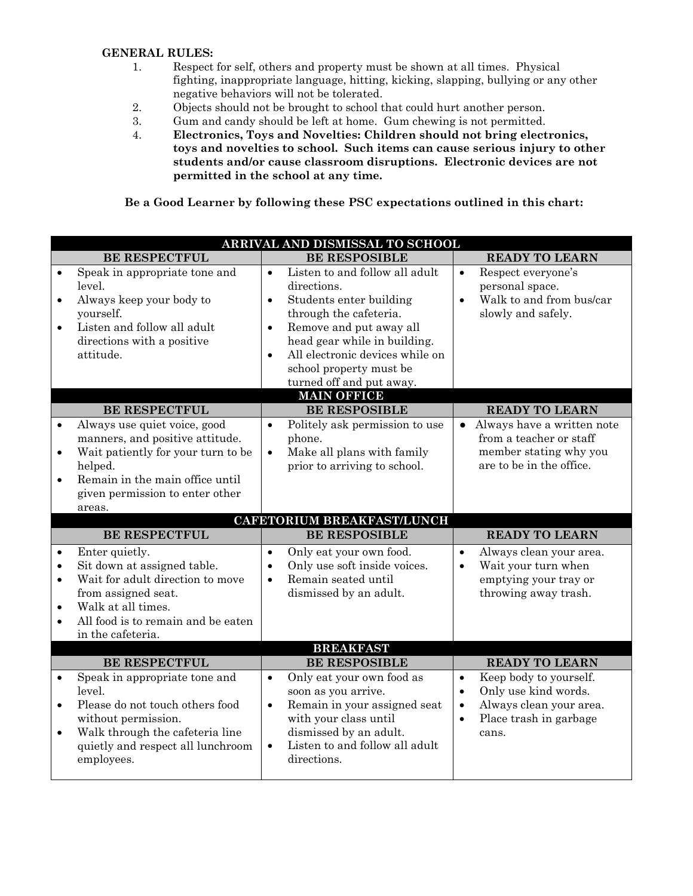**GENERAL RULES:**

1. Respect for self, others and property must be shown at all times. Physical fighting, inappropriate language, hitting, kicking, slapping, bullying or any other negative behaviors will not be tolerated.
2. Objects should not be brought to school that could hurt another person.
3. Gum and candy should be left at home. Gum chewing is not permitted.
4. **Electronics, Toys and Novelties: Children should not bring electronics, toys and novelties to school. Such items can cause serious injury to other students and/or cause classroom disruptions. Electronic devices are not permitted in the school at any time.**

**Be a Good Learner by following these PSC expectations outlined in this chart:**

| **ARRIVAL AND DISMISSAL TO SCHOOL** | | |
|---|---|---|
| **BE RESPECTFUL** | **BE RESPOSIBLE** | **READY TO LEARN** |
| • Speak in appropriate tone and level.<br>• Always keep your body to yourself.<br>• Listen and follow all adult directions with a positive attitude. | • Listen to and follow all adult directions.<br>• Students enter building through the cafeteria.<br>• Remove and put away all head gear while in building.<br>• All electronic devices while on school property must be turned off and put away. | • Respect everyone's personal space.<br>• Walk to and from bus/car slowly and safely. |
| **MAIN OFFICE** | | |
| **BE RESPECTFUL** | **BE RESPOSIBLE** | **READY TO LEARN** |
| • Always use quiet voice, good manners, and positive attitude.<br>• Wait patiently for your turn to be helped.<br>• Remain in the main office until given permission to enter other areas. | • Politely ask permission to use phone.<br>• Make all plans with family prior to arriving to school. | • Always have a written note from a teacher or staff member stating why you are to be in the office. |
| **CAFETORIUM BREAKFAST/LUNCH** | | |
| **BE RESPECTFUL** | **BE RESPOSIBLE** | **READY TO LEARN** |
| • Enter quietly.<br>• Sit down at assigned table.<br>• Wait for adult direction to move from assigned seat.<br>• Walk at all times.<br>• All food is to remain and be eaten in the cafeteria. | • Only eat your own food.<br>• Only use soft inside voices.<br>• Remain seated until dismissed by an adult. | • Always clean your area.<br>• Wait your turn when emptying your tray or throwing away trash. |
| **BREAKFAST** | | |
| **BE RESPECTFUL** | **BE RESPOSIBLE** | **READY TO LEARN** |
| • Speak in appropriate tone and level.<br>• Please do not touch others food without permission.<br>• Walk through the cafeteria line quietly and respect all lunchroom employees. | • Only eat your own food as soon as you arrive.<br>• Remain in your assigned seat with your class until dismissed by an adult.<br>• Listen to and follow all adult directions. | • Keep body to yourself.<br>• Only use kind words.<br>• Always clean your area.<br>• Place trash in garbage cans. |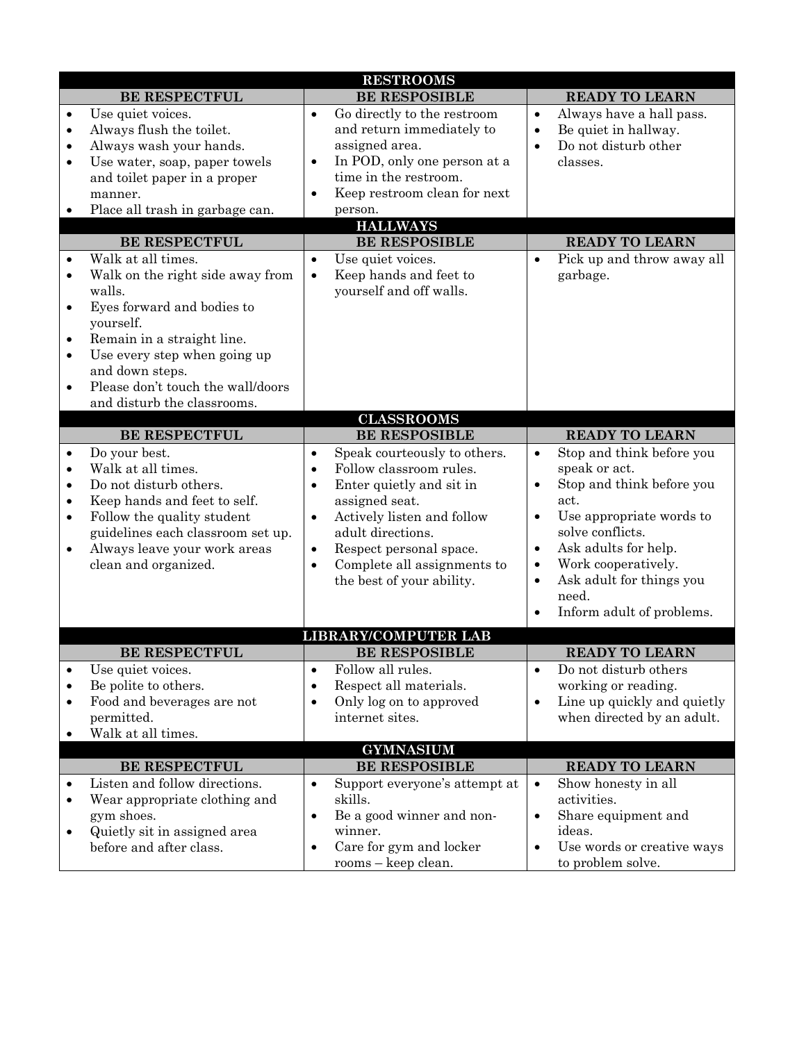| RESTROOMS | | |
|---|---|---|
| **BE RESPECTFUL** | **BE RESPOSIBLE** | **READY TO LEARN** |
| • Use quiet voices.<br>• Always flush the toilet.<br>• Always wash your hands.<br>• Use water, soap, paper towels and toilet paper in a proper manner.<br>• Place all trash in garbage can. | • Go directly to the restroom and return immediately to assigned area.<br>• In POD, only one person at a time in the restroom.<br>• Keep restroom clean for next person. | • Always have a hall pass.<br>• Be quiet in hallway.<br>• Do not disturb other classes. |

| HALLWAYS | | |
|---|---|---|
| **BE RESPECTFUL** | **BE RESPOSIBLE** | **READY TO LEARN** |
| • Walk at all times.<br>• Walk on the right side away from walls.<br>• Eyes forward and bodies to yourself.<br>• Remain in a straight line.<br>• Use every step when going up and down steps.<br>• Please don't touch the wall/doors and disturb the classrooms. | • Use quiet voices.<br>• Keep hands and feet to yourself and off walls. | • Pick up and throw away all garbage. |

| CLASSROOMS | | |
|---|---|---|
| **BE RESPECTFUL** | **BE RESPOSIBLE** | **READY TO LEARN** |
| • Do your best.<br>• Walk at all times.<br>• Do not disturb others.<br>• Keep hands and feet to self.<br>• Follow the quality student guidelines each classroom set up.<br>• Always leave your work areas clean and organized. | • Speak courteously to others.<br>• Follow classroom rules.<br>• Enter quietly and sit in assigned seat.<br>• Actively listen and follow adult directions.<br>• Respect personal space.<br>• Complete all assignments to the best of your ability. | • Stop and think before you speak or act.<br>• Stop and think before you act.<br>• Use appropriate words to solve conflicts.<br>• Ask adults for help.<br>• Work cooperatively.<br>• Ask adult for things you need.<br>• Inform adult of problems. |

| LIBRARY/COMPUTER LAB | | |
|---|---|---|
| **BE RESPECTFUL** | **BE RESPOSIBLE** | **READY TO LEARN** |
| • Use quiet voices.<br>• Be polite to others.<br>• Food and beverages are not permitted.<br>• Walk at all times. | • Follow all rules.<br>• Respect all materials.<br>• Only log on to approved internet sites. | • Do not disturb others working or reading.<br>• Line up quickly and quietly when directed by an adult. |

| GYMNASIUM | | |
|---|---|---|
| **BE RESPECTFUL** | **BE RESPOSIBLE** | **READY TO LEARN** |
| • Listen and follow directions.<br>• Wear appropriate clothing and gym shoes.<br>• Quietly sit in assigned area before and after class. | • Support everyone's attempt at skills.<br>• Be a good winner and non-winner.<br>• Care for gym and locker rooms – keep clean. | • Show honesty in all activities.<br>• Share equipment and ideas.<br>• Use words or creative ways to problem solve. |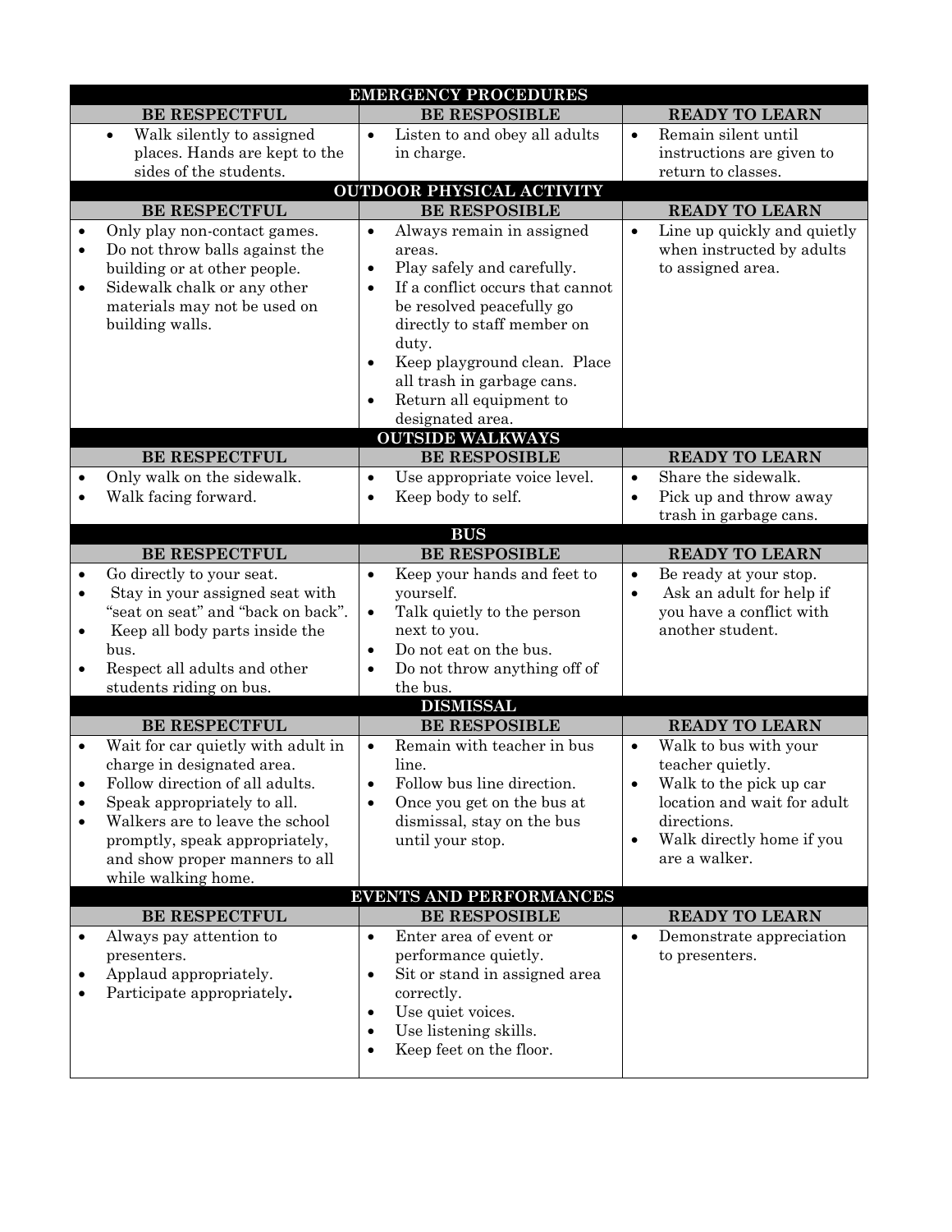| EMERGENCY PROCEDURES | | |
|---|---|---|
| **BE RESPECTFUL** | **BE RESPOSIBLE** | **READY TO LEARN** |
| • Walk silently to assigned places. Hands are kept to the sides of the students. | • Listen to and obey all adults in charge. | • Remain silent until instructions are given to return to classes. |
| **OUTDOOR PHYSICAL ACTIVITY** | | |
| **BE RESPECTFUL** | **BE RESPOSIBLE** | **READY TO LEARN** |
| • Only play non-contact games.<br>• Do not throw balls against the building or at other people.<br>• Sidewalk chalk or any other materials may not be used on building walls. | • Always remain in assigned areas.<br>• Play safely and carefully.<br>• If a conflict occurs that cannot be resolved peacefully go directly to staff member on duty.<br>• Keep playground clean. Place all trash in garbage cans.<br>• Return all equipment to designated area. | • Line up quickly and quietly when instructed by adults to assigned area. |
| **OUTSIDE WALKWAYS** | | |
| **BE RESPECTFUL** | **BE RESPOSIBLE** | **READY TO LEARN** |
| • Only walk on the sidewalk.<br>• Walk facing forward. | • Use appropriate voice level.<br>• Keep body to self. | • Share the sidewalk.<br>• Pick up and throw away trash in garbage cans. |
| **BUS** | | |
| **BE RESPECTFUL** | **BE RESPOSIBLE** | **READY TO LEARN** |
| • Go directly to your seat.<br>• Stay in your assigned seat with "seat on seat" and "back on back".<br>• Keep all body parts inside the bus.<br>• Respect all adults and other students riding on bus. | • Keep your hands and feet to yourself.<br>• Talk quietly to the person next to you.<br>• Do not eat on the bus.<br>• Do not throw anything off of the bus. | • Be ready at your stop.<br>• Ask an adult for help if you have a conflict with another student. |
| **DISMISSAL** | | |
| **BE RESPECTFUL** | **BE RESPOSIBLE** | **READY TO LEARN** |
| • Wait for car quietly with adult in charge in designated area.<br>• Follow direction of all adults.<br>• Speak appropriately to all.<br>• Walkers are to leave the school promptly, speak appropriately, and show proper manners to all while walking home. | • Remain with teacher in bus line.<br>• Follow bus line direction.<br>• Once you get on the bus at dismissal, stay on the bus until your stop. | • Walk to bus with your teacher quietly.<br>• Walk to the pick up car location and wait for adult directions.<br>• Walk directly home if you are a walker. |
| **EVENTS AND PERFORMANCES** | | |
| **BE RESPECTFUL** | **BE RESPOSIBLE** | **READY TO LEARN** |
| • Always pay attention to presenters.<br>• Applaud appropriately.<br>• Participate appropriately. | • Enter area of event or performance quietly.<br>• Sit or stand in assigned area correctly.<br>• Use quiet voices.<br>• Use listening skills.<br>• Keep feet on the floor. | • Demonstrate appreciation to presenters. |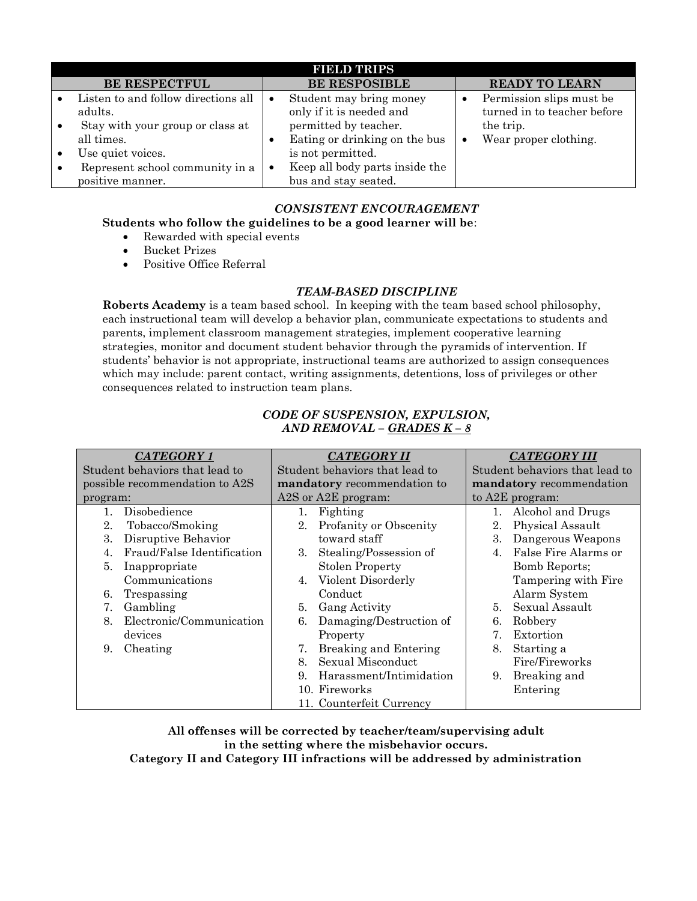| FIELD TRIPS | | |
|---|---|---|
| **BE RESPECTFUL** | **BE RESPOSIBLE** | **READY TO LEARN** |
| • Listen to and follow directions all adults.<br>• Stay with your group or class at all times.<br>• Use quiet voices.<br>• Represent school community in a positive manner. | • Student may bring money only if it is needed and permitted by teacher.<br>• Eating or drinking on the bus is not permitted.<br>• Keep all body parts inside the bus and stay seated. | • Permission slips must be turned in to teacher before the trip.<br>• Wear proper clothing. |

### *CONSISTENT ENCOURAGEMENT*

**Students who follow the guidelines to be a good learner will be**:

- Rewarded with special events
- Bucket Prizes
- Positive Office Referral

### *TEAM-BASED DISCIPLINE*

**Roberts Academy** is a team based school. In keeping with the team based school philosophy, each instructional team will develop a behavior plan, communicate expectations to students and parents, implement classroom management strategies, implement cooperative learning strategies, monitor and document student behavior through the pyramids of intervention. If students' behavior is not appropriate, instructional teams are authorized to assign consequences which may include: parent contact, writing assignments, detentions, loss of privileges or other consequences related to instruction team plans.

### *CODE OF SUSPENSION, EXPULSION, AND REMOVAL – GRADES K – 8*

| ***CATEGORY 1***<br>Student behaviors that lead to possible recommendation to A2S program: | ***CATEGORY II***<br>Student behaviors that lead to **mandatory** recommendation to A2S or A2E program: | ***CATEGORY III***<br>Student behaviors that lead to **mandatory** recommendation to A2E program: |
|---|---|---|
| 1. Disobedience<br>2. Tobacco/Smoking<br>3. Disruptive Behavior<br>4. Fraud/False Identification<br>5. Inappropriate Communications<br>6. Trespassing<br>7. Gambling<br>8. Electronic/Communication devices<br>9. Cheating | 1. Fighting<br>2. Profanity or Obscenity toward staff<br>3. Stealing/Possession of Stolen Property<br>4. Violent Disorderly Conduct<br>5. Gang Activity<br>6. Damaging/Destruction of Property<br>7. Breaking and Entering<br>8. Sexual Misconduct<br>9. Harassment/Intimidation<br>10. Fireworks<br>11. Counterfeit Currency | 1. Alcohol and Drugs<br>2. Physical Assault<br>3. Dangerous Weapons<br>4. False Fire Alarms or Bomb Reports; Tampering with Fire Alarm System<br>5. Sexual Assault<br>6. Robbery<br>7. Extortion<br>8. Starting a Fire/Fireworks<br>9. Breaking and Entering |

**All offenses will be corrected by teacher/team/supervising adult in the setting where the misbehavior occurs.**
**Category II and Category III infractions will be addressed by administration**